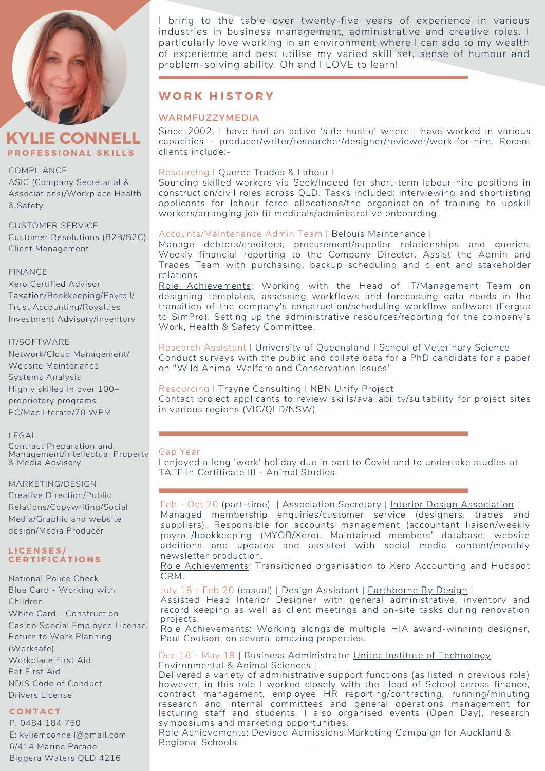# KYLIE CONNELL

## PROFESSIONAL SKILLS

COMPLIANCE
ASIC (Company Secretarial & Associations)/Workplace Health & Safety

CUSTOMER SERVICE
Customer Resolutions (B2B/B2C)
Client Management

FINANCE
Xero Certified Advisor
Taxation/Bookkeeping/Payroll/
Trust Accounting/Royalties
Investment Advisory/Inventory

IT/SOFTWARE
Network/Cloud Management/
Website Maintenance
Systems Analysis
Highly skilled in over 100+ proprietory programs
PC/Mac literate/70 WPM

LEGAL
Contract Preparation and Management/Intellectual Property & Media Advisory

MARKETING/DESIGN
Creative Direction/Public Relations/Copywriting/Social Media/Graphic and website design/Media Producer

## LICENSES/ CERTIFICATIONS

National Police Check
Blue Card - Working with Children
White Card - Construction
Casino Special Employee License
Return to Work Planning (Worksafe)
Workplace First Aid
Pet First Aid
NDIS Code of Conduct
Drivers License

## CONTACT

P: 0484 184 750
E: kyliemconnell@gmail.com
6/414 Marine Parade
Biggera Waters QLD 4216

---

I bring to the table over twenty-five years of experience in various industries in business management, administrative and creative roles. I particularly love working in an environment where I can add to my wealth of experience and best utilise my varied skill set, sense of humour and problem-solving ability. Oh and I LOVE to learn!

## WORK HISTORY

### WARMFUZZYMEDIA

Since 2002, I have had an active 'side hustle' where I have worked in various capacities - producer/writer/researcher/designer/reviewer/work-for-hire. Recent clients include:-

Resourcing I Querec Trades & Labour I
Sourcing skilled workers via Seek/Indeed for short-term labour-hire positions in construction/civil roles across QLD. Tasks included: interviewing and shortlisting applicants for labour force allocations/the organisation of training to upskill workers/arranging job fit medicals/administrative onboarding.

Accounts/Maintenance Admin Team | Belouis Maintenance |
Manage debtors/creditors, procurement/supplier relationships and queries. Weekly financial reporting to the Company Director. Assist the Admin and Trades Team with purchasing, backup scheduling and client and stakeholder relations.
Role Achievements: Working with the Head of IT/Management Team on designing templates, assessing workflows and forecasting data needs in the transition of the company's construction/scheduling workflow software (Fergus to SimPro). Setting up the administrative resources/reporting for the company's Work, Health & Safety Committee.

Research Assistant I University of Queensland I School of Veterinary Science
Conduct surveys with the public and collate data for a PhD candidate for a paper on "Wild Animal Welfare and Conservation Issues"

Resourcing I Trayne Consulting I NBN Unify Project
Contact project applicants to review skills/availability/suitability for project sites in various regions (VIC/QLD/NSW)

---

Gap Year
I enjoyed a long 'work' holiday due in part to Covid and to undertake studies at TAFE in Certificate III - Animal Studies.

---

Feb - Oct 20 (part-time) | Association Secretary | Interior Design Association |
Managed membership enquiries/customer service (designers, trades and suppliers). Responsible for accounts management (accountant liaison/weekly payroll/bookkeeping (MYOB/Xero). Maintained members' database, website additions and updates and assisted with social media content/monthly newsletter production.
Role Achievements: Transitioned organisation to Xero Accounting and Hubspot CRM.

July 18 - Feb 20 (casual) | Design Assistant | Earthborne By Design |
Assisted Head Interior Designer with general administrative, inventory and record keeping as well as client meetings and on-site tasks during renovation projects.
Role Achievements: Working alongside multiple HIA award-winning designer, Paul Coulson, on several amazing properties.

Dec 18 - May 19 | Business Administrator Unitec Institute of Technology Environmental & Animal Sciences |
Delivered a variety of administrative support functions (as listed in previous role) however, in this role I worked closely with the Head of School across finance, contract management, employee HR reporting/contracting, running/minuting research and internal committees and general operations management for lecturing staff and students. I also organised events (Open Day), research symposiums and marketing opportunities.
Role Achievements: Devised Admissions Marketing Campaign for Auckland & Regional Schools.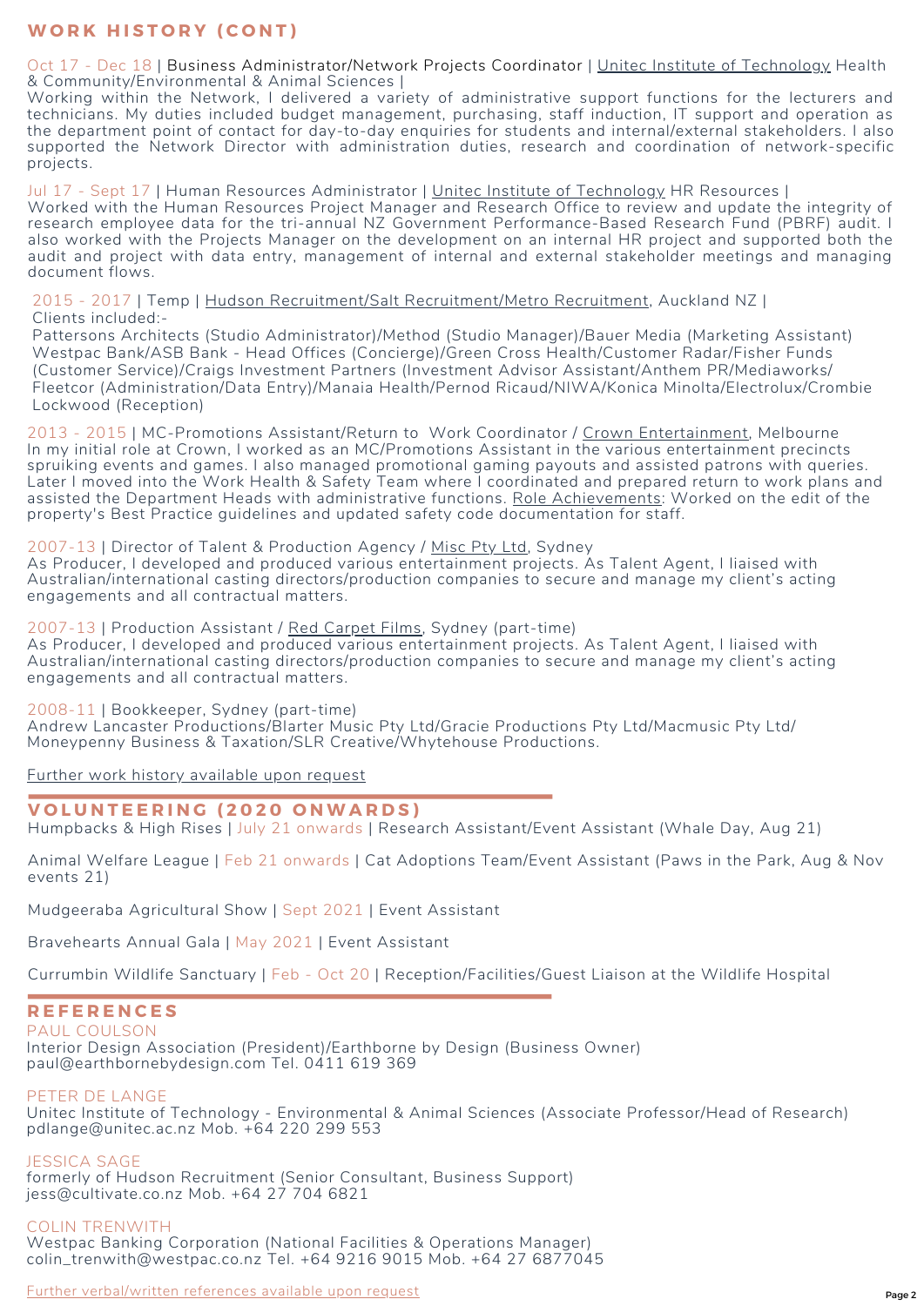## WORK HISTORY (CONT)

Oct 17 - Dec 18 | Business Administrator/Network Projects Coordinator | Unitec Institute of Technology Health & Community/Environmental & Animal Sciences |
Working within the Network, I delivered a variety of administrative support functions for the lecturers and technicians. My duties included budget management, purchasing, staff induction, IT support and operation as the department point of contact for day-to-day enquiries for students and internal/external stakeholders. I also supported the Network Director with administration duties, research and coordination of network-specific projects.

Jul 17 - Sept 17 | Human Resources Administrator | Unitec Institute of Technology HR Resources |
Worked with the Human Resources Project Manager and Research Office to review and update the integrity of research employee data for the tri-annual NZ Government Performance-Based Research Fund (PBRF) audit. I also worked with the Projects Manager on the development on an internal HR project and supported both the audit and project with data entry, management of internal and external stakeholder meetings and managing document flows.

2015 - 2017 | Temp | Hudson Recruitment/Salt Recruitment/Metro Recruitment, Auckland NZ |
Clients included:-
Pattersons Architects (Studio Administrator)/Method (Studio Manager)/Bauer Media (Marketing Assistant) Westpac Bank/ASB Bank - Head Offices (Concierge)/Green Cross Health/Customer Radar/Fisher Funds (Customer Service)/Craigs Investment Partners (Investment Advisor Assistant/Anthem PR/Mediaworks/ Fleetcor (Administration/Data Entry)/Manaia Health/Pernod Ricaud/NIWA/Konica Minolta/Electrolux/Crombie Lockwood (Reception)

2013 - 2015 | MC-Promotions Assistant/Return to Work Coordinator / Crown Entertainment, Melbourne
In my initial role at Crown, I worked as an MC/Promotions Assistant in the various entertainment precincts spruiking events and games. I also managed promotional gaming payouts and assisted patrons with queries. Later I moved into the Work Health & Safety Team where I coordinated and prepared return to work plans and assisted the Department Heads with administrative functions. Role Achievements: Worked on the edit of the property's Best Practice guidelines and updated safety code documentation for staff.

2007-13 | Director of Talent & Production Agency / Misc Pty Ltd, Sydney
As Producer, I developed and produced various entertainment projects. As Talent Agent, I liaised with Australian/international casting directors/production companies to secure and manage my client's acting engagements and all contractual matters.

2007-13 | Production Assistant / Red Carpet Films, Sydney (part-time)
As Producer, I developed and produced various entertainment projects. As Talent Agent, I liaised with Australian/international casting directors/production companies to secure and manage my client's acting engagements and all contractual matters.

2008-11 | Bookkeeper, Sydney (part-time)
Andrew Lancaster Productions/Blarter Music Pty Ltd/Gracie Productions Pty Ltd/Macmusic Pty Ltd/ Moneypenny Business & Taxation/SLR Creative/Whytehouse Productions.

Further work history available upon request

## VOLUNTEERING (2020 ONWARDS)

Humpbacks & High Rises | July 21 onwards | Research Assistant/Event Assistant (Whale Day, Aug 21)

Animal Welfare League | Feb 21 onwards | Cat Adoptions Team/Event Assistant (Paws in the Park, Aug & Nov events 21)

Mudgeeraba Agricultural Show | Sept 2021 | Event Assistant

Bravehearts Annual Gala | May 2021 | Event Assistant

Currumbin Wildlife Sanctuary | Feb - Oct 20 | Reception/Facilities/Guest Liaison at the Wildlife Hospital

## REFERENCES

PAUL COULSON
Interior Design Association (President)/Earthborne by Design (Business Owner)
paul@earthbornebydesign.com Tel. 0411 619 369

PETER DE LANGE
Unitec Institute of Technology - Environmental & Animal Sciences (Associate Professor/Head of Research)
pdlange@unitec.ac.nz Mob. +64 220 299 553

JESSICA SAGE
formerly of Hudson Recruitment (Senior Consultant, Business Support)
jess@cultivate.co.nz Mob. +64 27 704 6821

COLIN TRENWITH
Westpac Banking Corporation (National Facilities & Operations Manager)
colin_trenwith@westpac.co.nz Tel. +64 9216 9015 Mob. +64 27 6877045

Further verbal/written references available upon request